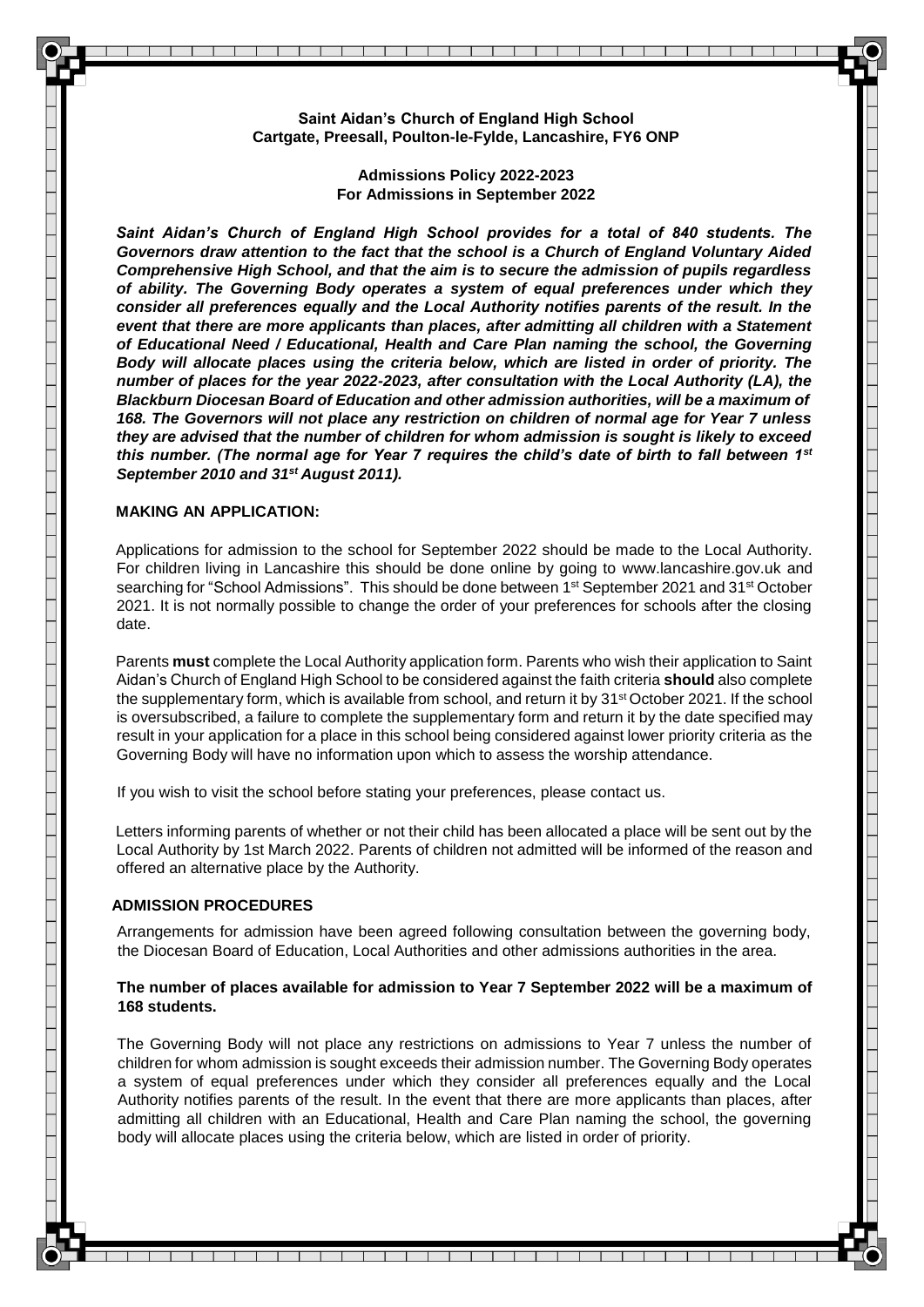**Saint Aidan's Church of England High School**
**Cartgate, Preesall, Poulton-le-Fylde, Lancashire, FY6 ONP**

**Admissions Policy 2022-2023**
**For Admissions in September 2022**

***Saint Aidan's Church of England High School provides for a total of 840 students. The Governors draw attention to the fact that the school is a Church of England Voluntary Aided Comprehensive High School, and that the aim is to secure the admission of pupils regardless of ability. The Governing Body operates a system of equal preferences under which they consider all preferences equally and the Local Authority notifies parents of the result. In the event that there are more applicants than places, after admitting all children with a Statement of Educational Need / Educational, Health and Care Plan naming the school, the Governing Body will allocate places using the criteria below, which are listed in order of priority. The number of places for the year 2022-2023, after consultation with the Local Authority (LA), the Blackburn Diocesan Board of Education and other admission authorities, will be a maximum of 168. The Governors will not place any restriction on children of normal age for Year 7 unless they are advised that the number of children for whom admission is sought is likely to exceed this number. (The normal age for Year 7 requires the child's date of birth to fall between 1st September 2010 and 31st August 2011).***

## MAKING AN APPLICATION:

Applications for admission to the school for September 2022 should be made to the Local Authority. For children living in Lancashire this should be done online by going to www.lancashire.gov.uk and searching for "School Admissions". This should be done between 1st September 2021 and 31st October 2021. It is not normally possible to change the order of your preferences for schools after the closing date.

Parents **must** complete the Local Authority application form. Parents who wish their application to Saint Aidan's Church of England High School to be considered against the faith criteria **should** also complete the supplementary form, which is available from school, and return it by 31st October 2021. If the school is oversubscribed, a failure to complete the supplementary form and return it by the date specified may result in your application for a place in this school being considered against lower priority criteria as the Governing Body will have no information upon which to assess the worship attendance.

If you wish to visit the school before stating your preferences, please contact us.

Letters informing parents of whether or not their child has been allocated a place will be sent out by the Local Authority by 1st March 2022. Parents of children not admitted will be informed of the reason and offered an alternative place by the Authority.

## ADMISSION PROCEDURES

Arrangements for admission have been agreed following consultation between the governing body, the Diocesan Board of Education, Local Authorities and other admissions authorities in the area.

**The number of places available for admission to Year 7 September 2022 will be a maximum of 168 students.**

The Governing Body will not place any restrictions on admissions to Year 7 unless the number of children for whom admission is sought exceeds their admission number. The Governing Body operates a system of equal preferences under which they consider all preferences equally and the Local Authority notifies parents of the result. In the event that there are more applicants than places, after admitting all children with an Educational, Health and Care Plan naming the school, the governing body will allocate places using the criteria below, which are listed in order of priority.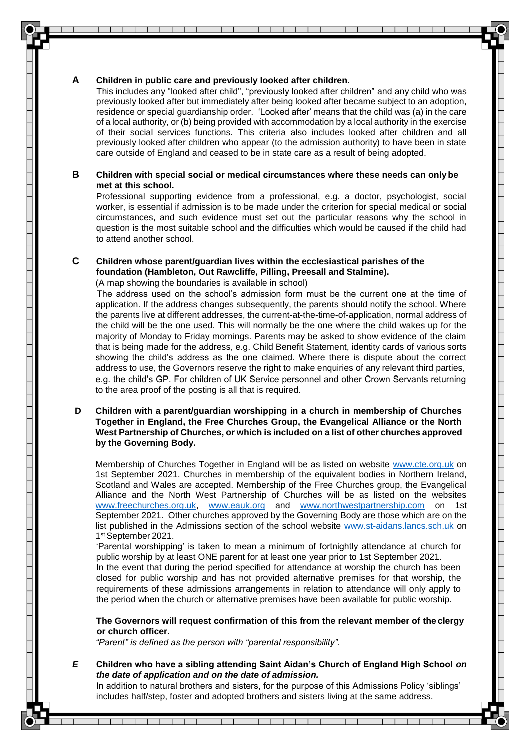**A Children in public care and previously looked after children.**

This includes any "looked after child", "previously looked after children" and any child who was previously looked after but immediately after being looked after became subject to an adoption, residence or special guardianship order. 'Looked after' means that the child was (a) in the care of a local authority, or (b) being provided with accommodation by a local authority in the exercise of their social services functions. This criteria also includes looked after children and all previously looked after children who appear (to the admission authority) to have been in state care outside of England and ceased to be in state care as a result of being adopted.

**B Children with special social or medical circumstances where these needs can only be met at this school.**

Professional supporting evidence from a professional, e.g. a doctor, psychologist, social worker, is essential if admission is to be made under the criterion for special medical or social circumstances, and such evidence must set out the particular reasons why the school in question is the most suitable school and the difficulties which would be caused if the child had to attend another school.

**C Children whose parent/guardian lives within the ecclesiastical parishes of the foundation (Hambleton, Out Rawcliffe, Pilling, Preesall and Stalmine).**

(A map showing the boundaries is available in school)

The address used on the school's admission form must be the current one at the time of application. If the address changes subsequently, the parents should notify the school. Where the parents live at different addresses, the current-at-the-time-of-application, normal address of the child will be the one used. This will normally be the one where the child wakes up for the majority of Monday to Friday mornings. Parents may be asked to show evidence of the claim that is being made for the address, e.g. Child Benefit Statement, identity cards of various sorts showing the child's address as the one claimed. Where there is dispute about the correct address to use, the Governors reserve the right to make enquiries of any relevant third parties, e.g. the child's GP. For children of UK Service personnel and other Crown Servants returning to the area proof of the posting is all that is required.

**D Children with a parent/guardian worshipping in a church in membership of Churches Together in England, the Free Churches Group, the Evangelical Alliance or the North West Partnership of Churches, or which is included on a list of other churches approved by the Governing Body.**

Membership of Churches Together in England will be as listed on website www.cte.org.uk on 1st September 2021. Churches in membership of the equivalent bodies in Northern Ireland, Scotland and Wales are accepted. Membership of the Free Churches group, the Evangelical Alliance and the North West Partnership of Churches will be as listed on the websites www.freechurches.org.uk, www.eauk.org and www.northwestpartnership.com on 1st September 2021. Other churches approved by the Governing Body are those which are on the list published in the Admissions section of the school website www.st-aidans.lancs.sch.uk on 1st September 2021.

'Parental worshipping' is taken to mean a minimum of fortnightly attendance at church for public worship by at least ONE parent for at least one year prior to 1st September 2021.

In the event that during the period specified for attendance at worship the church has been closed for public worship and has not provided alternative premises for that worship, the requirements of these admissions arrangements in relation to attendance will only apply to the period when the church or alternative premises have been available for public worship.

**The Governors will request confirmation of this from the relevant member of the clergy or church officer.**

*"Parent" is defined as the person with "parental responsibility".*

***E*** **Children who have a sibling attending Saint Aidan's Church of England High School *on the date of application and on the date of admission.***

In addition to natural brothers and sisters, for the purpose of this Admissions Policy 'siblings' includes half/step, foster and adopted brothers and sisters living at the same address.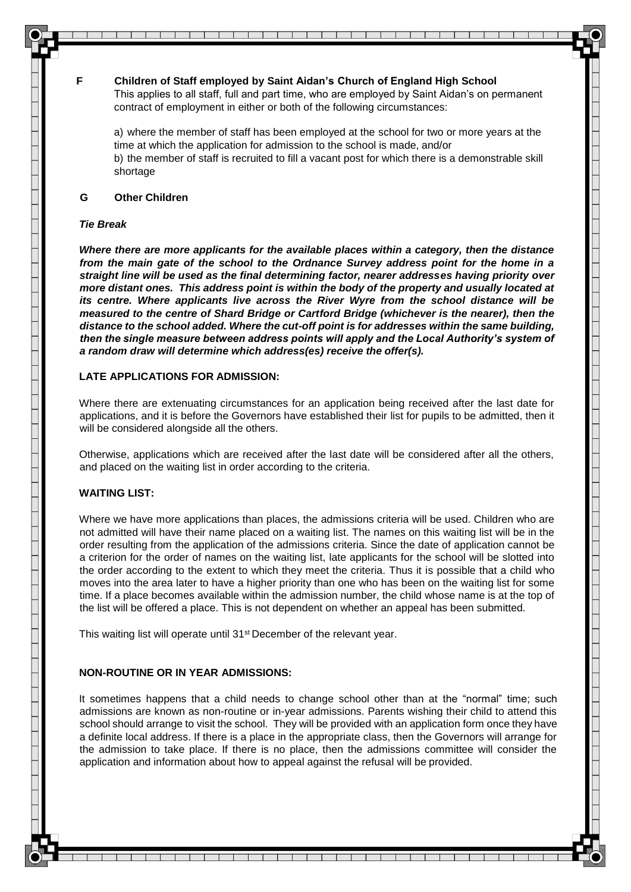**F Children of Staff employed by Saint Aidan's Church of England High School**

This applies to all staff, full and part time, who are employed by Saint Aidan's on permanent contract of employment in either or both of the following circumstances:

a) where the member of staff has been employed at the school for two or more years at the time at which the application for admission to the school is made, and/or
b) the member of staff is recruited to fill a vacant post for which there is a demonstrable skill shortage

**G Other Children**

***Tie Break***

***Where there are more applicants for the available places within a category, then the distance from the main gate of the school to the Ordnance Survey address point for the home in a straight line will be used as the final determining factor, nearer addresses having priority over more distant ones. This address point is within the body of the property and usually located at its centre. Where applicants live across the River Wyre from the school distance will be measured to the centre of Shard Bridge or Cartford Bridge (whichever is the nearer), then the distance to the school added. Where the cut-off point is for addresses within the same building, then the single measure between address points will apply and the Local Authority's system of a random draw will determine which address(es) receive the offer(s).***

**LATE APPLICATIONS FOR ADMISSION:**

Where there are extenuating circumstances for an application being received after the last date for applications, and it is before the Governors have established their list for pupils to be admitted, then it will be considered alongside all the others.

Otherwise, applications which are received after the last date will be considered after all the others, and placed on the waiting list in order according to the criteria.

**WAITING LIST:**

Where we have more applications than places, the admissions criteria will be used. Children who are not admitted will have their name placed on a waiting list. The names on this waiting list will be in the order resulting from the application of the admissions criteria. Since the date of application cannot be a criterion for the order of names on the waiting list, late applicants for the school will be slotted into the order according to the extent to which they meet the criteria. Thus it is possible that a child who moves into the area later to have a higher priority than one who has been on the waiting list for some time. If a place becomes available within the admission number, the child whose name is at the top of the list will be offered a place. This is not dependent on whether an appeal has been submitted.

This waiting list will operate until 31st December of the relevant year.

**NON-ROUTINE OR IN YEAR ADMISSIONS:**

It sometimes happens that a child needs to change school other than at the "normal" time; such admissions are known as non-routine or in-year admissions. Parents wishing their child to attend this school should arrange to visit the school. They will be provided with an application form once they have a definite local address. If there is a place in the appropriate class, then the Governors will arrange for the admission to take place. If there is no place, then the admissions committee will consider the application and information about how to appeal against the refusal will be provided.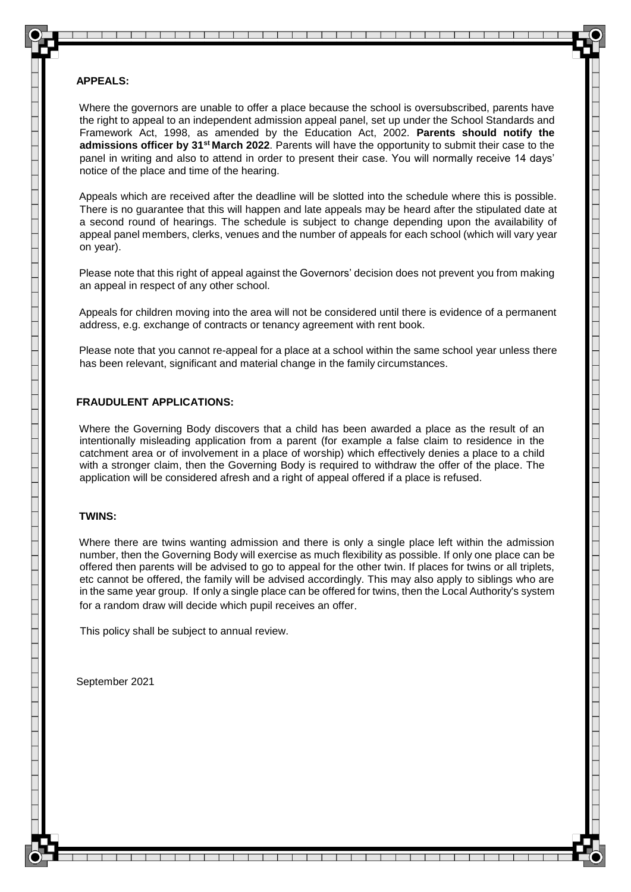**APPEALS:**

Where the governors are unable to offer a place because the school is oversubscribed, parents have the right to appeal to an independent admission appeal panel, set up under the School Standards and Framework Act, 1998, as amended by the Education Act, 2002. **Parents should notify the admissions officer by 31st March 2022**. Parents will have the opportunity to submit their case to the panel in writing and also to attend in order to present their case. You will normally receive 14 days' notice of the place and time of the hearing.

Appeals which are received after the deadline will be slotted into the schedule where this is possible. There is no guarantee that this will happen and late appeals may be heard after the stipulated date at a second round of hearings. The schedule is subject to change depending upon the availability of appeal panel members, clerks, venues and the number of appeals for each school (which will vary year on year).

Please note that this right of appeal against the Governors' decision does not prevent you from making an appeal in respect of any other school.

Appeals for children moving into the area will not be considered until there is evidence of a permanent address, e.g. exchange of contracts or tenancy agreement with rent book.

Please note that you cannot re-appeal for a place at a school within the same school year unless there has been relevant, significant and material change in the family circumstances.

**FRAUDULENT APPLICATIONS:**

Where the Governing Body discovers that a child has been awarded a place as the result of an intentionally misleading application from a parent (for example a false claim to residence in the catchment area or of involvement in a place of worship) which effectively denies a place to a child with a stronger claim, then the Governing Body is required to withdraw the offer of the place. The application will be considered afresh and a right of appeal offered if a place is refused.

**TWINS:**

Where there are twins wanting admission and there is only a single place left within the admission number, then the Governing Body will exercise as much flexibility as possible. If only one place can be offered then parents will be advised to go to appeal for the other twin. If places for twins or all triplets, etc cannot be offered, the family will be advised accordingly. This may also apply to siblings who are in the same year group. If only a single place can be offered for twins, then the Local Authority's system for a random draw will decide which pupil receives an offer.

This policy shall be subject to annual review.

September 2021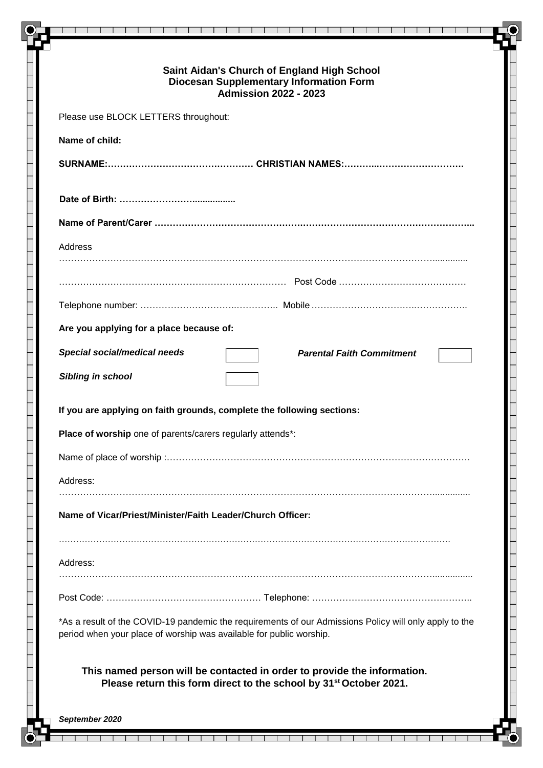**Saint Aidan's Church of England High School**
**Diocesan Supplementary Information Form**
**Admission 2022 - 2023**

Please use BLOCK LETTERS throughout:

**Name of child:**

**SURNAME:………………………………………… CHRISTIAN NAMES:………..……………………….**

**Date of Birth: …………………….................**

**Name of Parent/Carer ………………………………………………………………………………………...**

Address
………………………………………………………………………………………………………….............

………………………………………………………………… Post Code ……………………………………

Telephone number: ………………………..………….. Mobile ……………………………..……………..

**Are you applying for a place because of:**

***Special social/medical needs*** ☐ ***Parental Faith Commitment*** ☐

***Sibling in school*** ☐

**If you are applying on faith grounds, complete the following sections:**

**Place of worship** one of parents/carers regularly attends*:

Name of place of worship :……………………………………………………………………………………….

Address:
………………………………………………………………………………………………………….............

**Name of Vicar/Priest/Minister/Faith Leader/Church Officer:**

……………………………………………………………………………………………………………………

Address:
…………………………………………………………………………………………………………...............

Post Code: …………………………………………… Telephone: ……………………………………………..

*As a result of the COVID-19 pandemic the requirements of our Admissions Policy will only apply to the period when your place of worship was available for public worship.

**This named person will be contacted in order to provide the information.**
**Please return this form direct to the school by 31st October 2021.**

***September 2020***